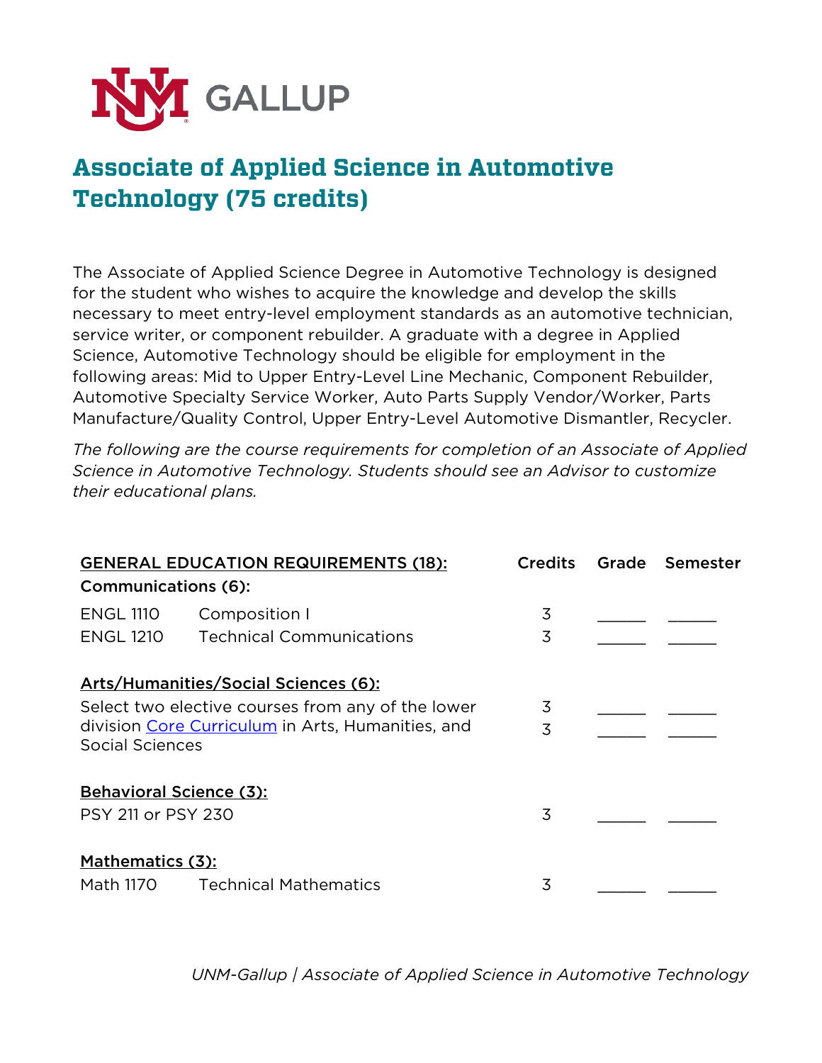GALLUP

# Associate of Applied Science in Automotive Technology (75 credits)

The Associate of Applied Science Degree in Automotive Technology is designed for the student who wishes to acquire the knowledge and develop the skills necessary to meet entry-level employment standards as an automotive technician, service writer, or component rebuilder. A graduate with a degree in Applied Science, Automotive Technology should be eligible for employment in the following areas: Mid to Upper Entry-Level Line Mechanic, Component Rebuilder, Automotive Specialty Service Worker, Auto Parts Supply Vendor/Worker, Parts Manufacture/Quality Control, Upper Entry-Level Automotive Dismantler, Recycler.

*The following are the course requirements for completion of an Associate of Applied Science in Automotive Technology. Students should see an Advisor to customize their educational plans.*

| GENERAL EDUCATION REQUIREMENTS (18): | | Credits | Grade | Semester |
|---|---|---|---|---|
| **Communications (6):** | | | | |
| ENGL 1110 | Composition I | 3 | ______ | ______ |
| ENGL 1210 | Technical Communications | 3 | ______ | ______ |
| **Arts/Humanities/Social Sciences (6):** | | | | |
| Select two elective courses from any of the lower division Core Curriculum in Arts, Humanities, and Social Sciences | | 3 | ______ | ______ |
| | | 3 | ______ | ______ |
| **Behavioral Science (3):** | | | | |
| PSY 211 or PSY 230 | | 3 | ______ | ______ |
| **Mathematics (3):** | | | | |
| Math 1170 | Technical Mathematics | 3 | ______ | ______ |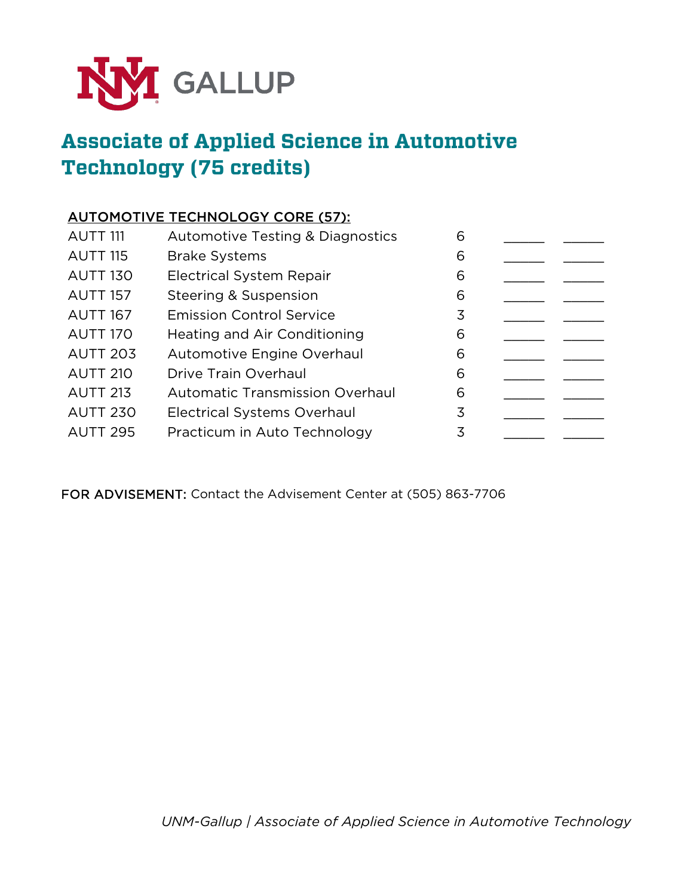# Associate of Applied Science in Automotive Technology (75 credits)

**AUTOMOTIVE TECHNOLOGY CORE (57):**

| | | | | |
|---|---|---|---|---|
| AUTT 111 | Automotive Testing & Diagnostics | 6 | _____ | _____ |
| AUTT 115 | Brake Systems | 6 | _____ | _____ |
| AUTT 130 | Electrical System Repair | 6 | _____ | _____ |
| AUTT 157 | Steering & Suspension | 6 | _____ | _____ |
| AUTT 167 | Emission Control Service | 3 | _____ | _____ |
| AUTT 170 | Heating and Air Conditioning | 6 | _____ | _____ |
| AUTT 203 | Automotive Engine Overhaul | 6 | _____ | _____ |
| AUTT 210 | Drive Train Overhaul | 6 | _____ | _____ |
| AUTT 213 | Automatic Transmission Overhaul | 6 | _____ | _____ |
| AUTT 230 | Electrical Systems Overhaul | 3 | _____ | _____ |
| AUTT 295 | Practicum in Auto Technology | 3 | _____ | _____ |

FOR ADVISEMENT: Contact the Advisement Center at (505) 863-7706